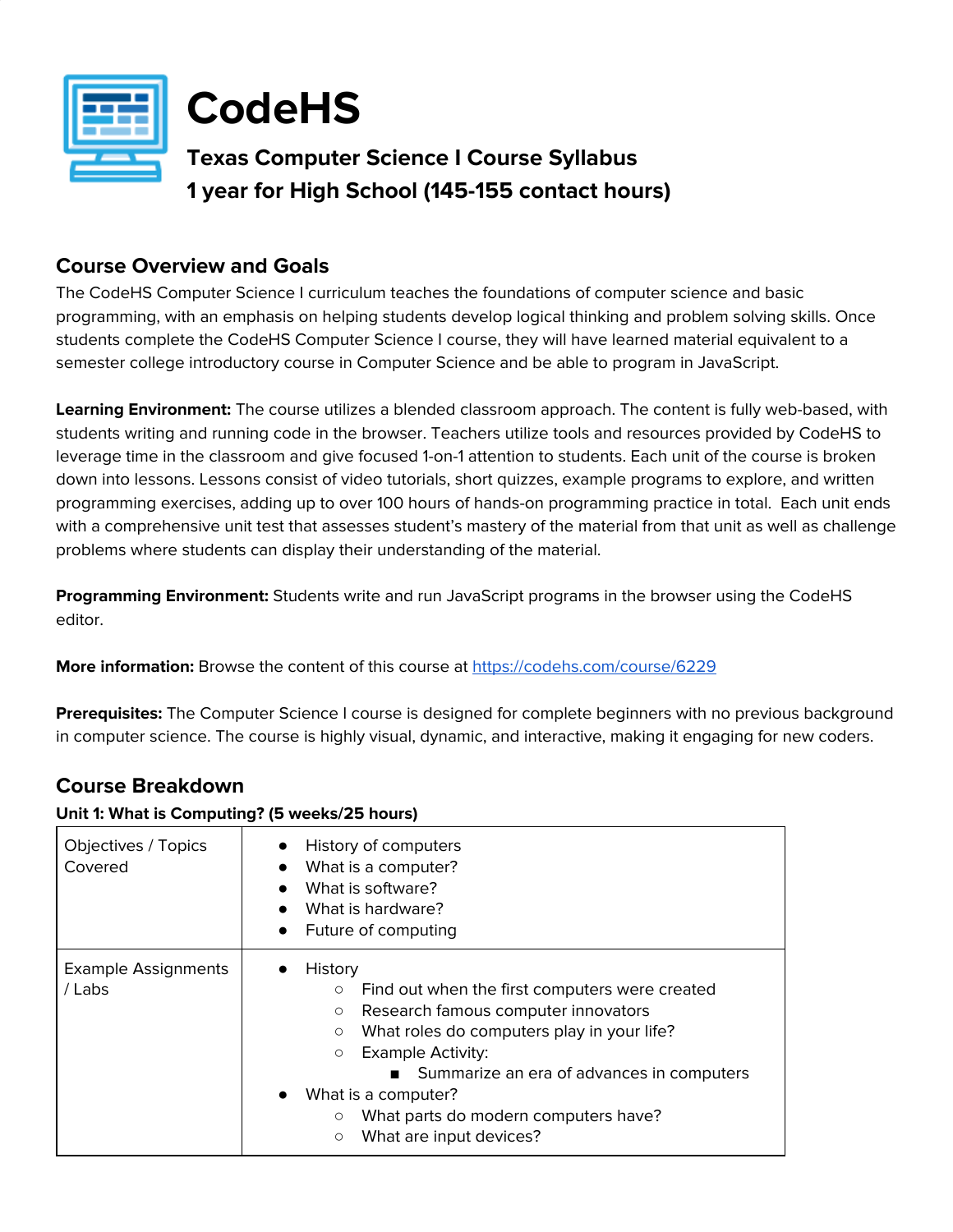# CodeHS

## Texas Computer Science I Course Syllabus
## 1 year for High School (145-155 contact hours)

## Course Overview and Goals

The CodeHS Computer Science I curriculum teaches the foundations of computer science and basic programming, with an emphasis on helping students develop logical thinking and problem solving skills. Once students complete the CodeHS Computer Science I course, they will have learned material equivalent to a semester college introductory course in Computer Science and be able to program in JavaScript.

**Learning Environment:** The course utilizes a blended classroom approach. The content is fully web-based, with students writing and running code in the browser. Teachers utilize tools and resources provided by CodeHS to leverage time in the classroom and give focused 1-on-1 attention to students. Each unit of the course is broken down into lessons. Lessons consist of video tutorials, short quizzes, example programs to explore, and written programming exercises, adding up to over 100 hours of hands-on programming practice in total. Each unit ends with a comprehensive unit test that assesses student's mastery of the material from that unit as well as challenge problems where students can display their understanding of the material.

**Programming Environment:** Students write and run JavaScript programs in the browser using the CodeHS editor.

**More information:** Browse the content of this course at https://codehs.com/course/6229

**Prerequisites:** The Computer Science I course is designed for complete beginners with no previous background in computer science. The course is highly visual, dynamic, and interactive, making it engaging for new coders.

## Course Breakdown

**Unit 1: What is Computing? (5 weeks/25 hours)**

| | |
|---|---|
| Objectives / Topics Covered | • History of computers<br>• What is a computer?<br>• What is software?<br>• What is hardware?<br>• Future of computing |
| Example Assignments / Labs | • History<br>&nbsp;&nbsp;○ Find out when the first computers were created<br>&nbsp;&nbsp;○ Research famous computer innovators<br>&nbsp;&nbsp;○ What roles do computers play in your life?<br>&nbsp;&nbsp;○ Example Activity:<br>&nbsp;&nbsp;&nbsp;&nbsp;■ Summarize an era of advances in computers<br>• What is a computer?<br>&nbsp;&nbsp;○ What parts do modern computers have?<br>&nbsp;&nbsp;○ What are input devices? |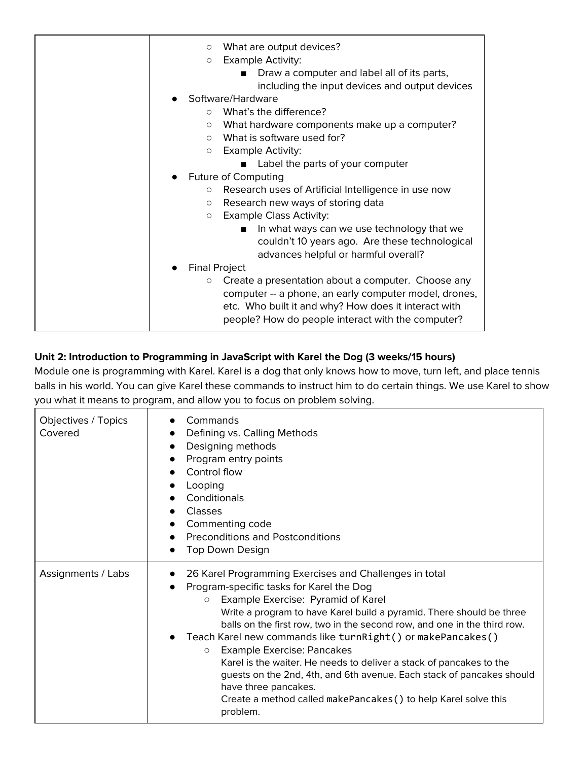| | |
|---|---|
| | ○ What are output devices?<br>○ Example Activity:<br>  ■ Draw a computer and label all of its parts, including the input devices and output devices<br>● Software/Hardware<br>○ What's the difference?<br>○ What hardware components make up a computer?<br>○ What is software used for?<br>○ Example Activity:<br>  ■ Label the parts of your computer<br>● Future of Computing<br>○ Research uses of Artificial Intelligence in use now<br>○ Research new ways of storing data<br>○ Example Class Activity:<br>  ■ In what ways can we use technology that we couldn't 10 years ago. Are these technological advances helpful or harmful overall?<br>● Final Project<br>○ Create a presentation about a computer. Choose any computer -- a phone, an early computer model, drones, etc. Who built it and why? How does it interact with people? How do people interact with the computer? |

**Unit 2: Introduction to Programming in JavaScript with Karel the Dog (3 weeks/15 hours)**

Module one is programming with Karel. Karel is a dog that only knows how to move, turn left, and place tennis balls in his world. You can give Karel these commands to instruct him to do certain things. We use Karel to show you what it means to program, and allow you to focus on problem solving.

| | |
|---|---|
| Objectives / Topics Covered | ● Commands<br>● Defining vs. Calling Methods<br>● Designing methods<br>● Program entry points<br>● Control flow<br>● Looping<br>● Conditionals<br>● Classes<br>● Commenting code<br>● Preconditions and Postconditions<br>● Top Down Design |
| Assignments / Labs | ● 26 Karel Programming Exercises and Challenges in total<br>● Program-specific tasks for Karel the Dog<br>○ Example Exercise: Pyramid of Karel<br>Write a program to have Karel build a pyramid. There should be three balls on the first row, two in the second row, and one in the third row.<br>● Teach Karel new commands like `turnRight()` or `makePancakes()`<br>○ Example Exercise: Pancakes<br>Karel is the waiter. He needs to deliver a stack of pancakes to the guests on the 2nd, 4th, and 6th avenue. Each stack of pancakes should have three pancakes.<br>Create a method called `makePancakes()` to help Karel solve this problem. |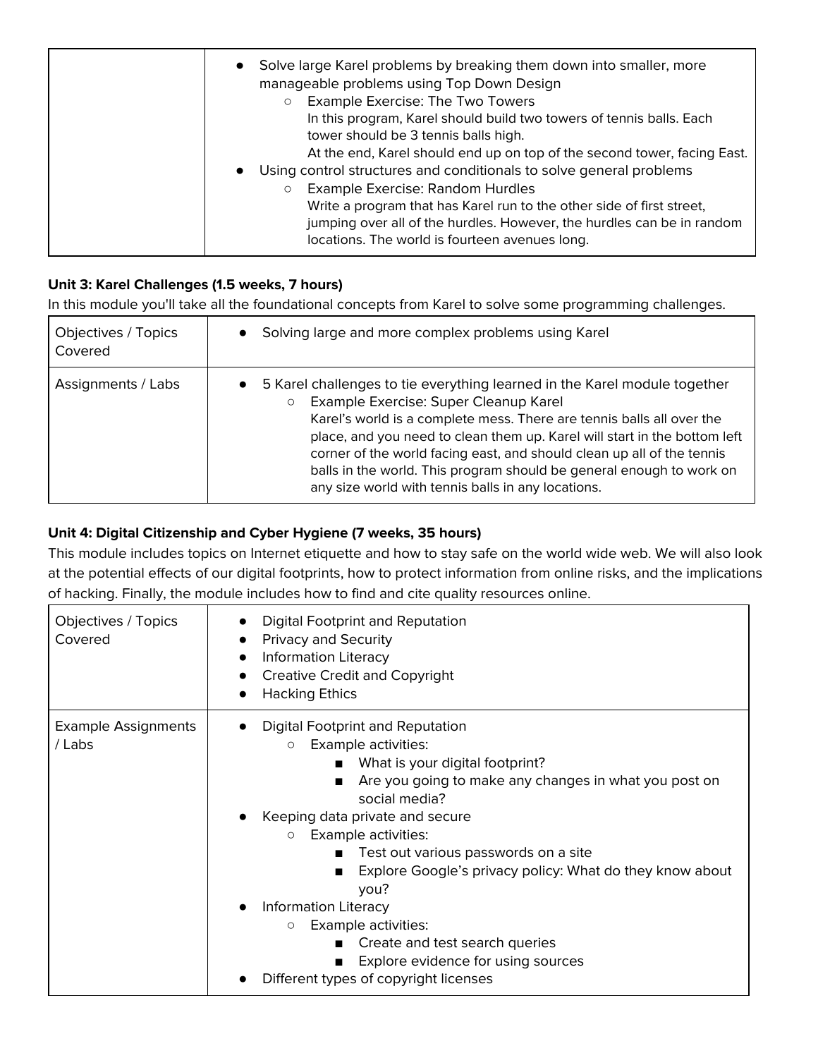| | |
|---|---|
| | • Solve large Karel problems by breaking them down into smaller, more manageable problems using Top Down Design<br>  ○ Example Exercise: The Two Towers<br>  In this program, Karel should build two towers of tennis balls. Each tower should be 3 tennis balls high.<br>  At the end, Karel should end up on top of the second tower, facing East.<br>• Using control structures and conditionals to solve general problems<br>  ○ Example Exercise: Random Hurdles<br>  Write a program that has Karel run to the other side of first street, jumping over all of the hurdles. However, the hurdles can be in random locations. The world is fourteen avenues long. |

**Unit 3: Karel Challenges (1.5 weeks, 7 hours)**

In this module you'll take all the foundational concepts from Karel to solve some programming challenges.

| | |
|---|---|
| Objectives / Topics Covered | • Solving large and more complex problems using Karel |
| Assignments / Labs | • 5 Karel challenges to tie everything learned in the Karel module together<br>  ○ Example Exercise: Super Cleanup Karel<br>  Karel's world is a complete mess. There are tennis balls all over the place, and you need to clean them up. Karel will start in the bottom left corner of the world facing east, and should clean up all of the tennis balls in the world. This program should be general enough to work on any size world with tennis balls in any locations. |

**Unit 4: Digital Citizenship and Cyber Hygiene (7 weeks, 35 hours)**

This module includes topics on Internet etiquette and how to stay safe on the world wide web. We will also look at the potential effects of our digital footprints, how to protect information from online risks, and the implications of hacking. Finally, the module includes how to find and cite quality resources online.

| | |
|---|---|
| Objectives / Topics Covered | • Digital Footprint and Reputation<br>• Privacy and Security<br>• Information Literacy<br>• Creative Credit and Copyright<br>• Hacking Ethics |
| Example Assignments / Labs | • Digital Footprint and Reputation<br>  ○ Example activities:<br>    ■ What is your digital footprint?<br>    ■ Are you going to make any changes in what you post on social media?<br>• Keeping data private and secure<br>  ○ Example activities:<br>    ■ Test out various passwords on a site<br>    ■ Explore Google's privacy policy: What do they know about you?<br>• Information Literacy<br>  ○ Example activities:<br>    ■ Create and test search queries<br>    ■ Explore evidence for using sources<br>• Different types of copyright licenses |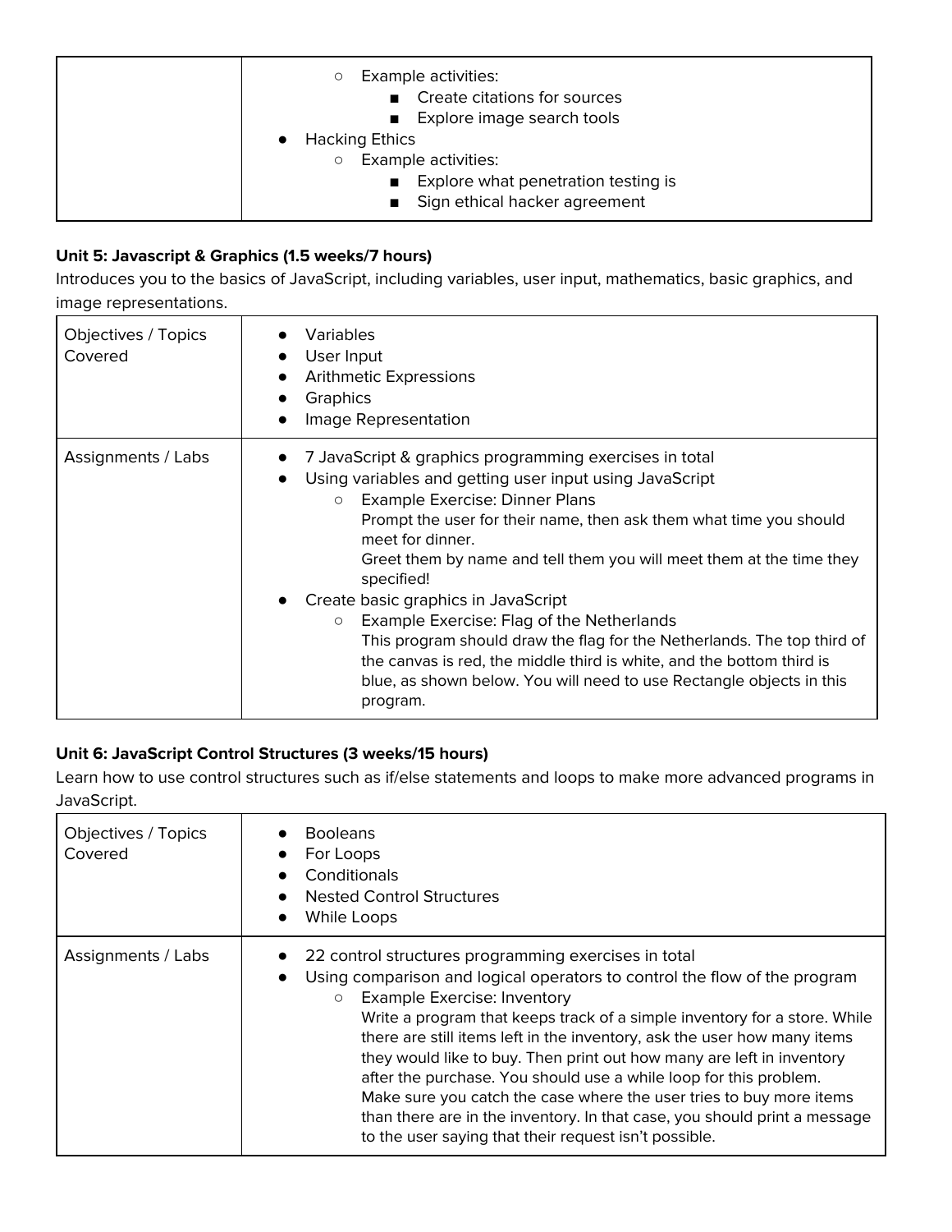| | |
|---|---|
| | ○ Example activities:<br>■ Create citations for sources<br>■ Explore image search tools<br>● Hacking Ethics<br>○ Example activities:<br>■ Explore what penetration testing is<br>■ Sign ethical hacker agreement |

**Unit 5: Javascript & Graphics (1.5 weeks/7 hours)**

Introduces you to the basics of JavaScript, including variables, user input, mathematics, basic graphics, and image representations.

| | |
|---|---|
| Objectives / Topics Covered | ● Variables<br>● User Input<br>● Arithmetic Expressions<br>● Graphics<br>● Image Representation |
| Assignments / Labs | ● 7 JavaScript & graphics programming exercises in total<br>● Using variables and getting user input using JavaScript<br>○ Example Exercise: Dinner Plans<br>Prompt the user for their name, then ask them what time you should meet for dinner.<br>Greet them by name and tell them you will meet them at the time they specified!<br>● Create basic graphics in JavaScript<br>○ Example Exercise: Flag of the Netherlands<br>This program should draw the flag for the Netherlands. The top third of the canvas is red, the middle third is white, and the bottom third is blue, as shown below. You will need to use Rectangle objects in this program. |

**Unit 6: JavaScript Control Structures (3 weeks/15 hours)**

Learn how to use control structures such as if/else statements and loops to make more advanced programs in JavaScript.

| | |
|---|---|
| Objectives / Topics Covered | ● Booleans<br>● For Loops<br>● Conditionals<br>● Nested Control Structures<br>● While Loops |
| Assignments / Labs | ● 22 control structures programming exercises in total<br>● Using comparison and logical operators to control the flow of the program<br>○ Example Exercise: Inventory<br>Write a program that keeps track of a simple inventory for a store. While there are still items left in the inventory, ask the user how many items they would like to buy. Then print out how many are left in inventory after the purchase. You should use a while loop for this problem.<br>Make sure you catch the case where the user tries to buy more items than there are in the inventory. In that case, you should print a message to the user saying that their request isn't possible. |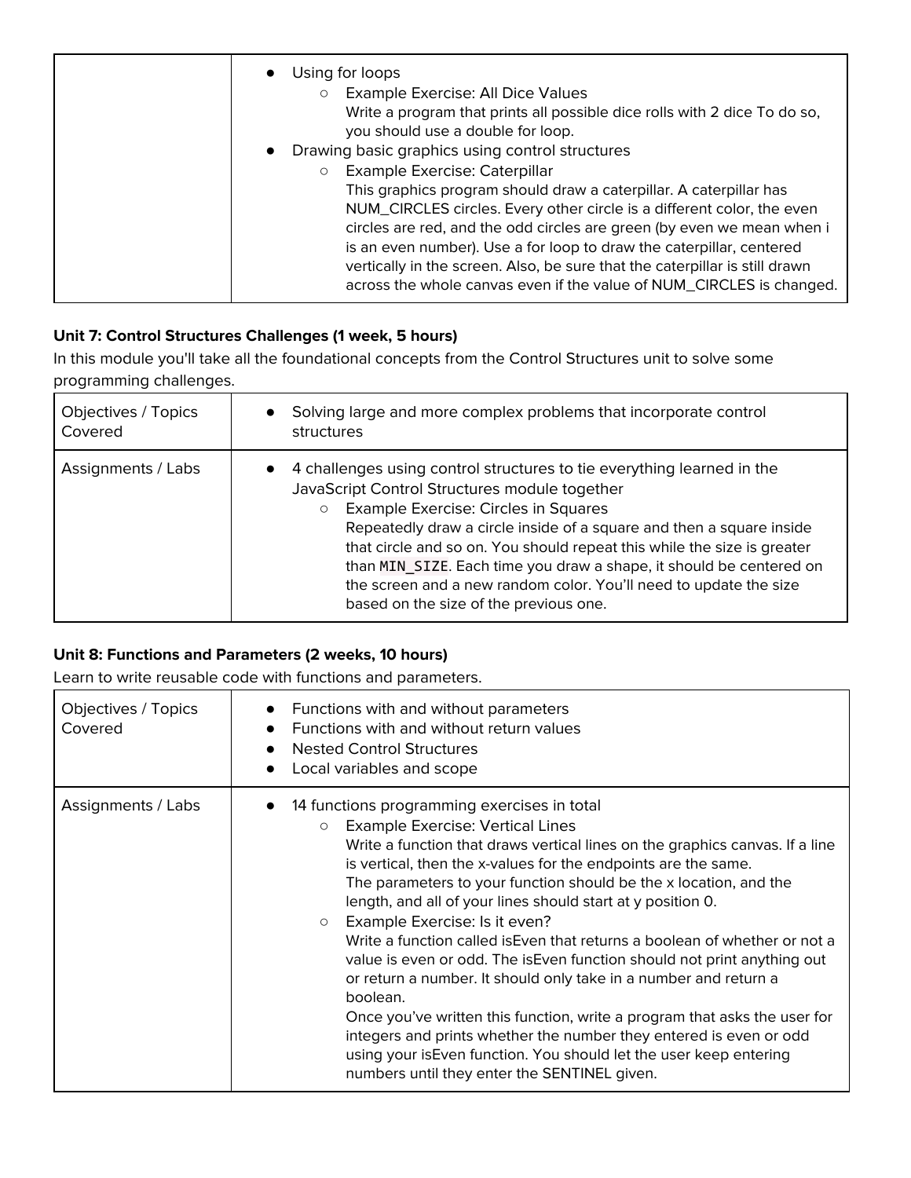| | • Using for loops<br>  ○ Example Exercise: All Dice Values<br>    Write a program that prints all possible dice rolls with 2 dice To do so, you should use a double for loop.<br>• Drawing basic graphics using control structures<br>  ○ Example Exercise: Caterpillar<br>    This graphics program should draw a caterpillar. A caterpillar has NUM_CIRCLES circles. Every other circle is a different color, the even circles are red, and the odd circles are green (by even we mean when i is an even number). Use a for loop to draw the caterpillar, centered vertically in the screen. Also, be sure that the caterpillar is still drawn across the whole canvas even if the value of NUM_CIRCLES is changed. |
|---|---|

**Unit 7: Control Structures Challenges (1 week, 5 hours)**

In this module you'll take all the foundational concepts from the Control Structures unit to solve some programming challenges.

| Objectives / Topics Covered | • Solving large and more complex problems that incorporate control structures |
|---|---|
| Assignments / Labs | • 4 challenges using control structures to tie everything learned in the JavaScript Control Structures module together<br>  ○ Example Exercise: Circles in Squares<br>    Repeatedly draw a circle inside of a square and then a square inside that circle and so on. You should repeat this while the size is greater than `MIN_SIZE`. Each time you draw a shape, it should be centered on the screen and a new random color. You'll need to update the size based on the size of the previous one. |

**Unit 8: Functions and Parameters (2 weeks, 10 hours)**

Learn to write reusable code with functions and parameters.

| Objectives / Topics Covered | • Functions with and without parameters<br>• Functions with and without return values<br>• Nested Control Structures<br>• Local variables and scope |
|---|---|
| Assignments / Labs | • 14 functions programming exercises in total<br>  ○ Example Exercise: Vertical Lines<br>    Write a function that draws vertical lines on the graphics canvas. If a line is vertical, then the x-values for the endpoints are the same.<br>    The parameters to your function should be the x location, and the length, and all of your lines should start at y position 0.<br>  ○ Example Exercise: Is it even?<br>    Write a function called isEven that returns a boolean of whether or not a value is even or odd. The isEven function should not print anything out or return a number. It should only take in a number and return a boolean.<br>    Once you've written this function, write a program that asks the user for integers and prints whether the number they entered is even or odd using your isEven function. You should let the user keep entering numbers until they enter the SENTINEL given. |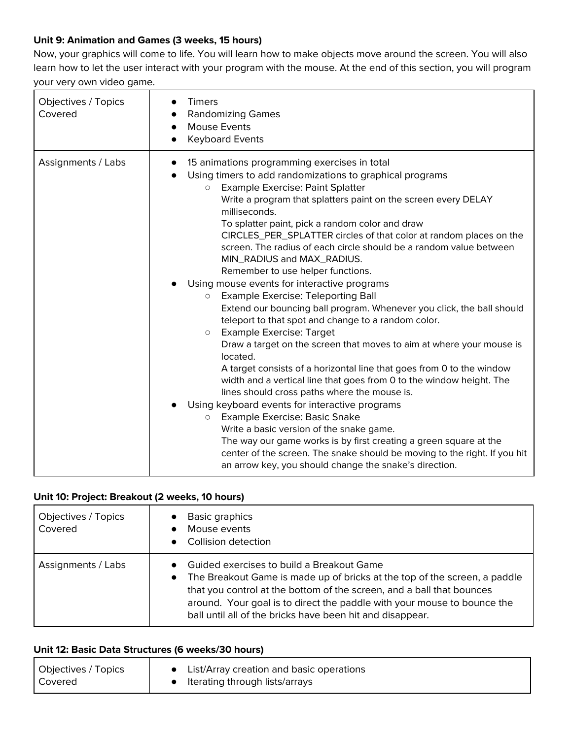**Unit 9: Animation and Games (3 weeks, 15 hours)**

Now, your graphics will come to life. You will learn how to make objects move around the screen. You will also learn how to let the user interact with your program with the mouse. At the end of this section, you will program your very own video game.

| | |
|---|---|
| Objectives / Topics Covered | • Timers<br>• Randomizing Games<br>• Mouse Events<br>• Keyboard Events |
| Assignments / Labs | • 15 animations programming exercises in total<br>• Using timers to add randomizations to graphical programs<br>&nbsp;&nbsp;&nbsp;&nbsp;○ Example Exercise: Paint Splatter<br>&nbsp;&nbsp;&nbsp;&nbsp;Write a program that splatters paint on the screen every DELAY milliseconds.<br>&nbsp;&nbsp;&nbsp;&nbsp;To splatter paint, pick a random color and draw CIRCLES_PER_SPLATTER circles of that color at random places on the screen. The radius of each circle should be a random value between MIN_RADIUS and MAX_RADIUS.<br>&nbsp;&nbsp;&nbsp;&nbsp;Remember to use helper functions.<br>• Using mouse events for interactive programs<br>&nbsp;&nbsp;&nbsp;&nbsp;○ Example Exercise: Teleporting Ball<br>&nbsp;&nbsp;&nbsp;&nbsp;Extend our bouncing ball program. Whenever you click, the ball should teleport to that spot and change to a random color.<br>&nbsp;&nbsp;&nbsp;&nbsp;○ Example Exercise: Target<br>&nbsp;&nbsp;&nbsp;&nbsp;Draw a target on the screen that moves to aim at where your mouse is located.<br>&nbsp;&nbsp;&nbsp;&nbsp;A target consists of a horizontal line that goes from 0 to the window width and a vertical line that goes from 0 to the window height. The lines should cross paths where the mouse is.<br>• Using keyboard events for interactive programs<br>&nbsp;&nbsp;&nbsp;&nbsp;○ Example Exercise: Basic Snake<br>&nbsp;&nbsp;&nbsp;&nbsp;Write a basic version of the snake game.<br>&nbsp;&nbsp;&nbsp;&nbsp;The way our game works is by first creating a green square at the center of the screen. The snake should be moving to the right. If you hit an arrow key, you should change the snake's direction. |

**Unit 10: Project: Breakout (2 weeks, 10 hours)**

| | |
|---|---|
| Objectives / Topics Covered | • Basic graphics<br>• Mouse events<br>• Collision detection |
| Assignments / Labs | • Guided exercises to build a Breakout Game<br>• The Breakout Game is made up of bricks at the top of the screen, a paddle that you control at the bottom of the screen, and a ball that bounces around. Your goal is to direct the paddle with your mouse to bounce the ball until all of the bricks have been hit and disappear. |

**Unit 12: Basic Data Structures (6 weeks/30 hours)**

| | |
|---|---|
| Objectives / Topics Covered | • List/Array creation and basic operations<br>• Iterating through lists/arrays |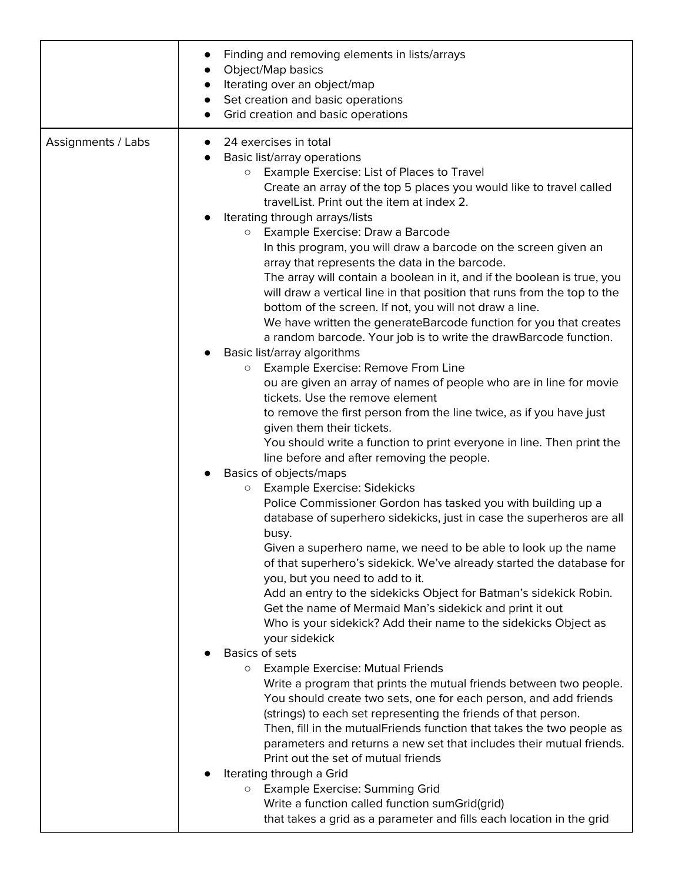| | |
|---|---|
| | • Finding and removing elements in lists/arrays<br>• Object/Map basics<br>• Iterating over an object/map<br>• Set creation and basic operations<br>• Grid creation and basic operations |
| Assignments / Labs | • 24 exercises in total<br>• Basic list/array operations<br>  ○ Example Exercise: List of Places to Travel<br>  Create an array of the top 5 places you would like to travel called travelList. Print out the item at index 2.<br>• Iterating through arrays/lists<br>  ○ Example Exercise: Draw a Barcode<br>  In this program, you will draw a barcode on the screen given an array that represents the data in the barcode.<br>  The array will contain a boolean in it, and if the boolean is true, you will draw a vertical line in that position that runs from the top to the bottom of the screen. If not, you will not draw a line.<br>  We have written the generateBarcode function for you that creates a random barcode. Your job is to write the drawBarcode function.<br>• Basic list/array algorithms<br>  ○ Example Exercise: Remove From Line<br>  ou are given an array of names of people who are in line for movie tickets. Use the remove element<br>  to remove the first person from the line twice, as if you have just given them their tickets.<br>  You should write a function to print everyone in line. Then print the line before and after removing the people.<br>• Basics of objects/maps<br>  ○ Example Exercise: Sidekicks<br>  Police Commissioner Gordon has tasked you with building up a database of superhero sidekicks, just in case the superheros are all busy.<br>  Given a superhero name, we need to be able to look up the name of that superhero's sidekick. We've already started the database for you, but you need to add to it.<br>  Add an entry to the sidekicks Object for Batman's sidekick Robin.<br>  Get the name of Mermaid Man's sidekick and print it out<br>  Who is your sidekick? Add their name to the sidekicks Object as your sidekick<br>• Basics of sets<br>  ○ Example Exercise: Mutual Friends<br>  Write a program that prints the mutual friends between two people. You should create two sets, one for each person, and add friends (strings) to each set representing the friends of that person.<br>  Then, fill in the mutualFriends function that takes the two people as parameters and returns a new set that includes their mutual friends.<br>  Print out the set of mutual friends<br>• Iterating through a Grid<br>  ○ Example Exercise: Summing Grid<br>  Write a function called function sumGrid(grid)<br>  that takes a grid as a parameter and fills each location in the grid |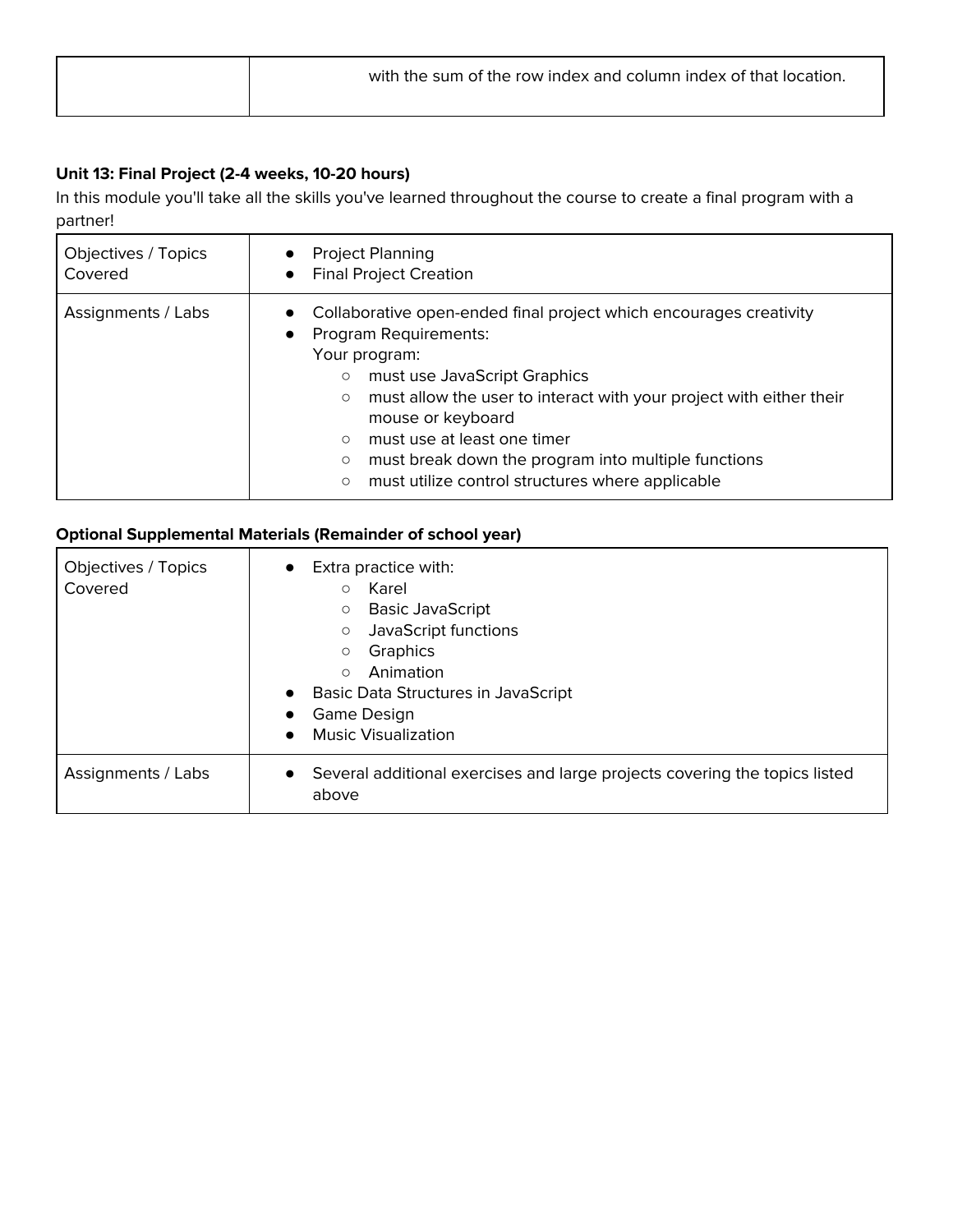| | |
|---|---|
| | with the sum of the row index and column index of that location. |

**Unit 13: Final Project (2-4 weeks, 10-20 hours)**

In this module you'll take all the skills you've learned throughout the course to create a final program with a partner!

| | |
|---|---|
| Objectives / Topics Covered | • Project Planning<br>• Final Project Creation |
| Assignments / Labs | • Collaborative open-ended final project which encourages creativity<br>• Program Requirements:<br>Your program:<br>○ must use JavaScript Graphics<br>○ must allow the user to interact with your project with either their mouse or keyboard<br>○ must use at least one timer<br>○ must break down the program into multiple functions<br>○ must utilize control structures where applicable |

**Optional Supplemental Materials (Remainder of school year)**

| | |
|---|---|
| Objectives / Topics Covered | • Extra practice with:<br>○ Karel<br>○ Basic JavaScript<br>○ JavaScript functions<br>○ Graphics<br>○ Animation<br>• Basic Data Structures in JavaScript<br>• Game Design<br>• Music Visualization |
| Assignments / Labs | • Several additional exercises and large projects covering the topics listed above |